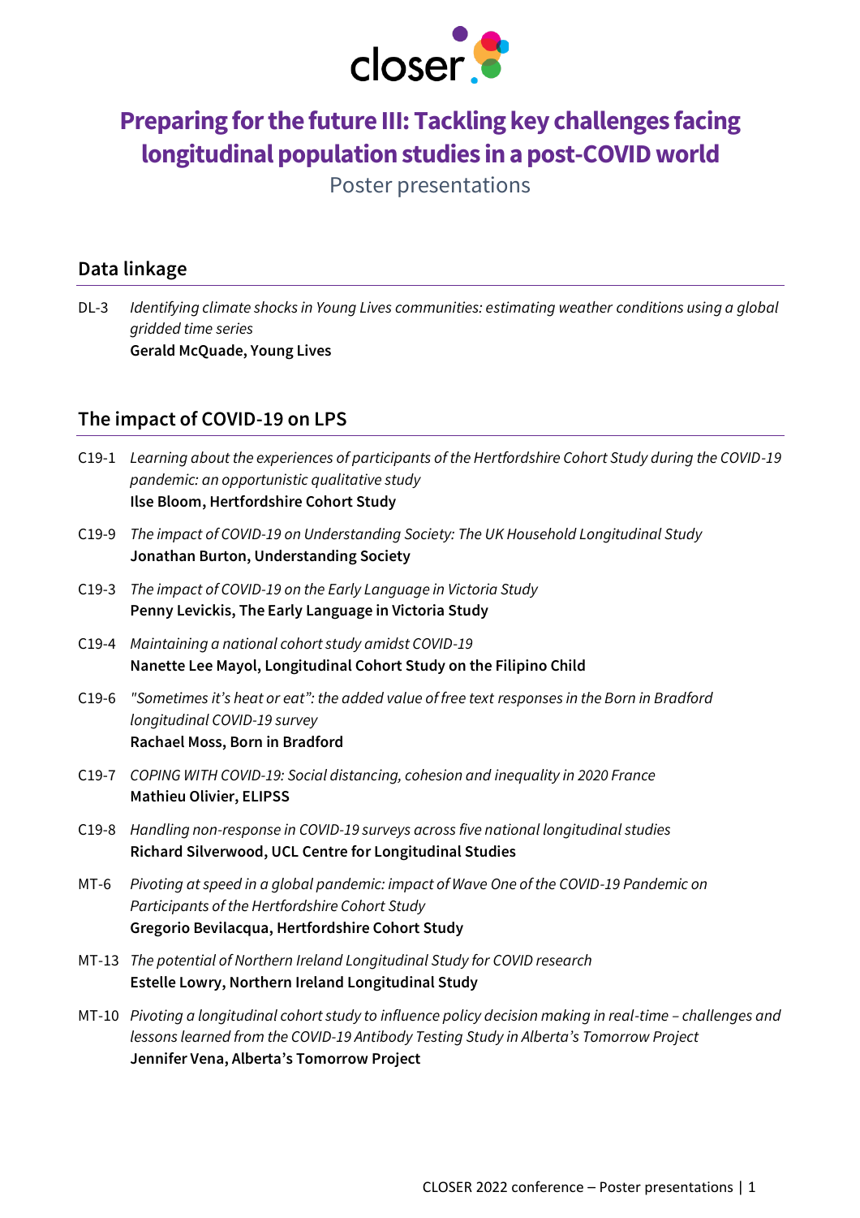closer

# Preparing for the future III: Tackling key challenges facing longitudinal population studies in a post-COVID world

Poster presentations

## Data linkage

DL-3 *Identifying climate shocks in Young Lives communities: estimating weather conditions using a global gridded time series*
**Gerald McQuade, Young Lives**

## The impact of COVID-19 on LPS

C19-1 *Learning about the experiences of participants of the Hertfordshire Cohort Study during the COVID-19 pandemic: an opportunistic qualitative study*
**Ilse Bloom, Hertfordshire Cohort Study**

C19-9 *The impact of COVID-19 on Understanding Society: The UK Household Longitudinal Study*
**Jonathan Burton, Understanding Society**

C19-3 *The impact of COVID-19 on the Early Language in Victoria Study*
**Penny Levickis, The Early Language in Victoria Study**

C19-4 *Maintaining a national cohort study amidst COVID-19*
**Nanette Lee Mayol, Longitudinal Cohort Study on the Filipino Child**

C19-6 *"Sometimes it's heat or eat": the added value of free text responses in the Born in Bradford longitudinal COVID-19 survey*
**Rachael Moss, Born in Bradford**

C19-7 *COPING WITH COVID-19: Social distancing, cohesion and inequality in 2020 France*
**Mathieu Olivier, ELIPSS**

C19-8 *Handling non-response in COVID-19 surveys across five national longitudinal studies*
**Richard Silverwood, UCL Centre for Longitudinal Studies**

MT-6 *Pivoting at speed in a global pandemic: impact of Wave One of the COVID-19 Pandemic on Participants of the Hertfordshire Cohort Study*
**Gregorio Bevilacqua, Hertfordshire Cohort Study**

MT-13 *The potential of Northern Ireland Longitudinal Study for COVID research*
**Estelle Lowry, Northern Ireland Longitudinal Study**

MT-10 *Pivoting a longitudinal cohort study to influence policy decision making in real-time – challenges and lessons learned from the COVID-19 Antibody Testing Study in Alberta's Tomorrow Project*
**Jennifer Vena, Alberta's Tomorrow Project**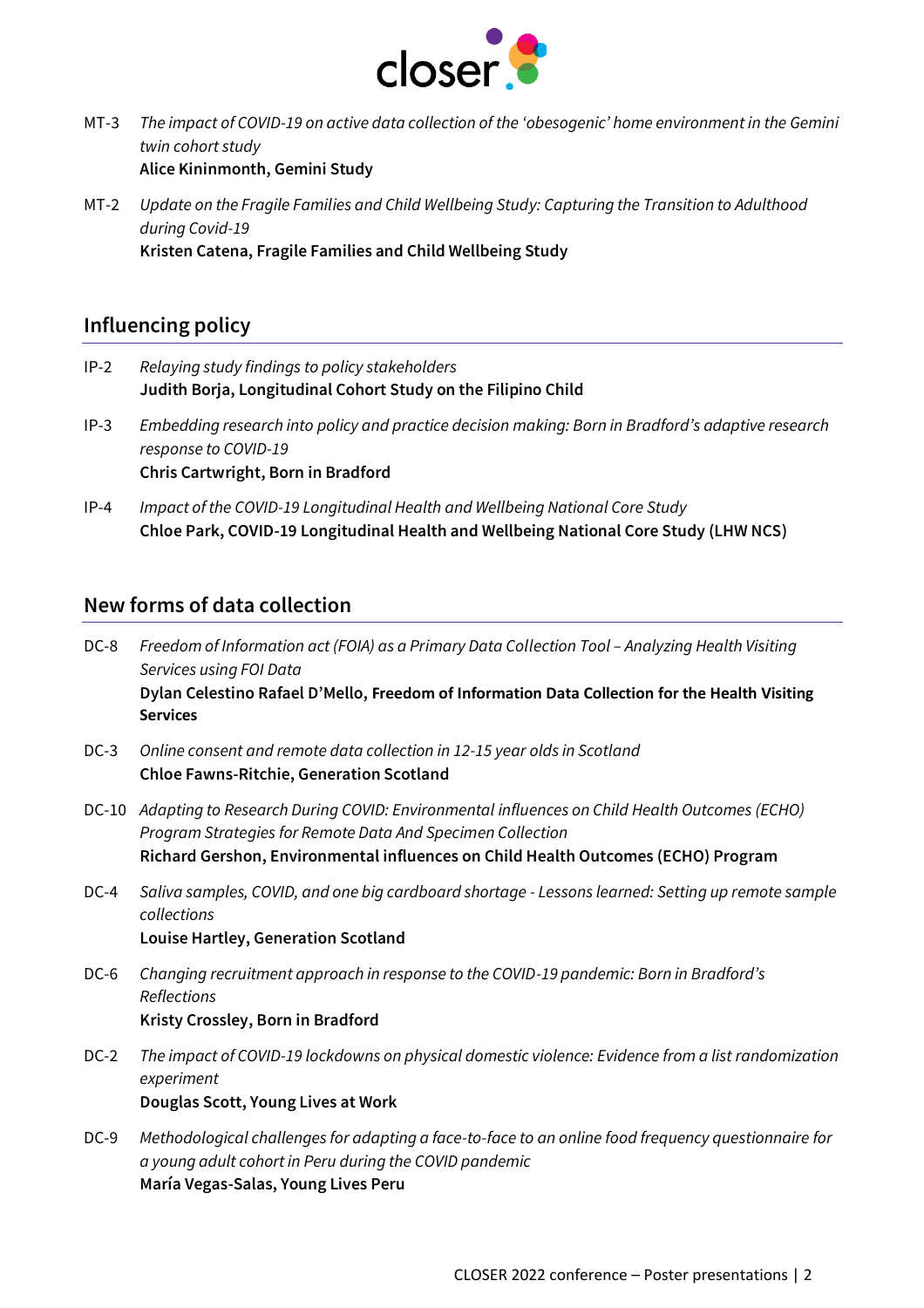MT-3 *The impact of COVID-19 on active data collection of the 'obesogenic' home environment in the Gemini twin cohort study*
**Alice Kininmonth, Gemini Study**

MT-2 *Update on the Fragile Families and Child Wellbeing Study: Capturing the Transition to Adulthood during Covid-19*
**Kristen Catena, Fragile Families and Child Wellbeing Study**

## Influencing policy

IP-2 *Relaying study findings to policy stakeholders*
**Judith Borja, Longitudinal Cohort Study on the Filipino Child**

IP-3 *Embedding research into policy and practice decision making: Born in Bradford's adaptive research response to COVID-19*
**Chris Cartwright, Born in Bradford**

IP-4 *Impact of the COVID-19 Longitudinal Health and Wellbeing National Core Study*
**Chloe Park, COVID-19 Longitudinal Health and Wellbeing National Core Study (LHW NCS)**

## New forms of data collection

DC-8 *Freedom of Information act (FOIA) as a Primary Data Collection Tool – Analyzing Health Visiting Services using FOI Data*
**Dylan Celestino Rafael D'Mello, Freedom of Information Data Collection for the Health Visiting Services**

DC-3 *Online consent and remote data collection in 12-15 year olds in Scotland*
**Chloe Fawns-Ritchie, Generation Scotland**

DC-10 *Adapting to Research During COVID: Environmental influences on Child Health Outcomes (ECHO) Program Strategies for Remote Data And Specimen Collection*
**Richard Gershon, Environmental influences on Child Health Outcomes (ECHO) Program**

DC-4 *Saliva samples, COVID, and one big cardboard shortage - Lessons learned: Setting up remote sample collections*
**Louise Hartley, Generation Scotland**

DC-6 *Changing recruitment approach in response to the COVID-19 pandemic: Born in Bradford's Reflections*
**Kristy Crossley, Born in Bradford**

DC-2 *The impact of COVID-19 lockdowns on physical domestic violence: Evidence from a list randomization experiment*
**Douglas Scott, Young Lives at Work**

DC-9 *Methodological challenges for adapting a face-to-face to an online food frequency questionnaire for a young adult cohort in Peru during the COVID pandemic*
**María Vegas-Salas, Young Lives Peru**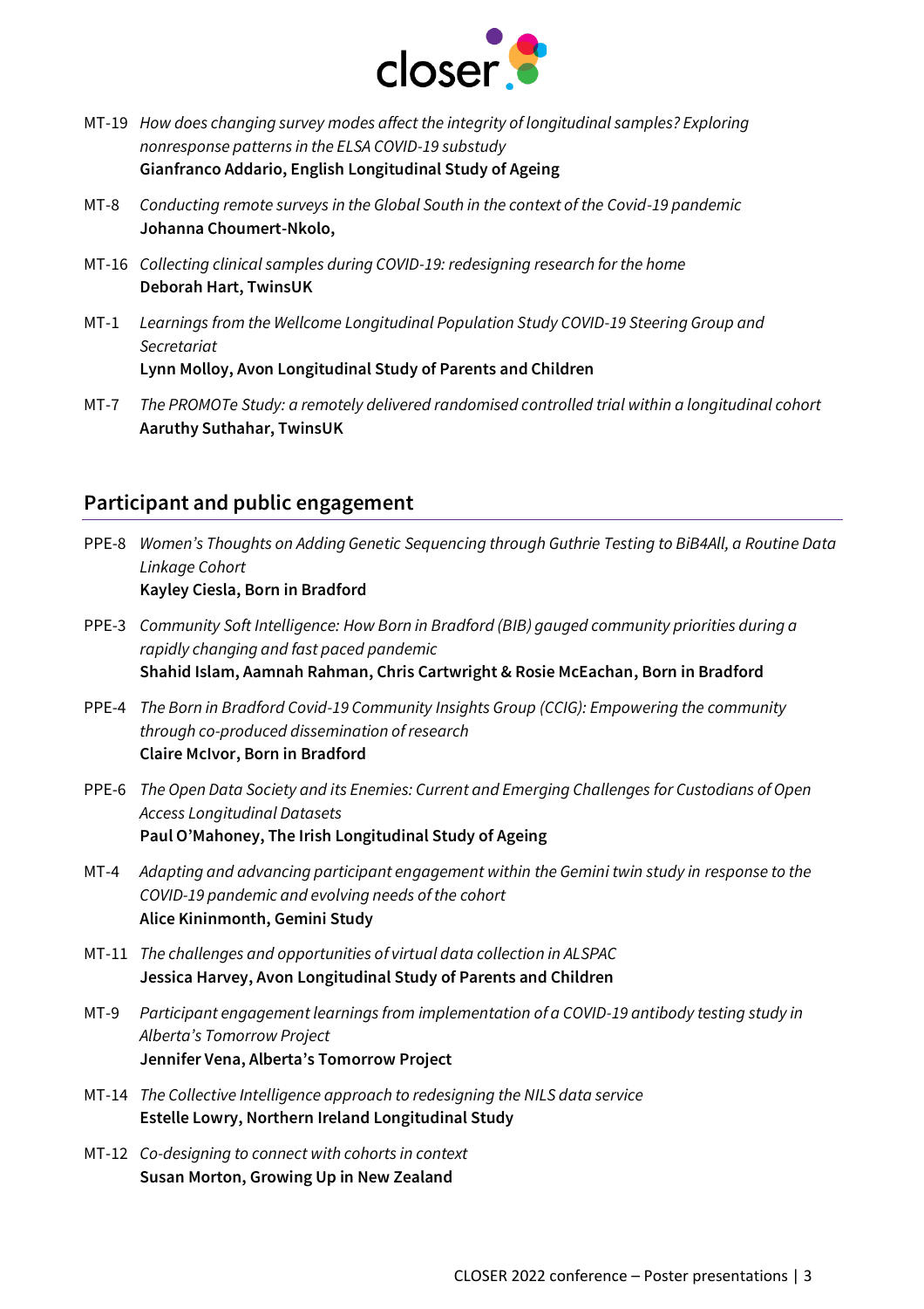MT-19 *How does changing survey modes affect the integrity of longitudinal samples? Exploring nonresponse patterns in the ELSA COVID-19 substudy*
**Gianfranco Addario, English Longitudinal Study of Ageing**

MT-8 *Conducting remote surveys in the Global South in the context of the Covid-19 pandemic*
**Johanna Choumert-Nkolo,**

MT-16 *Collecting clinical samples during COVID-19: redesigning research for the home*
**Deborah Hart, TwinsUK**

MT-1 *Learnings from the Wellcome Longitudinal Population Study COVID-19 Steering Group and Secretariat*
**Lynn Molloy, Avon Longitudinal Study of Parents and Children**

MT-7 *The PROMOTe Study: a remotely delivered randomised controlled trial within a longitudinal cohort*
**Aaruthy Suthahar, TwinsUK**

## Participant and public engagement

PPE-8 *Women's Thoughts on Adding Genetic Sequencing through Guthrie Testing to BiB4All, a Routine Data Linkage Cohort*
**Kayley Ciesla, Born in Bradford**

PPE-3 *Community Soft Intelligence: How Born in Bradford (BIB) gauged community priorities during a rapidly changing and fast paced pandemic*
**Shahid Islam, Aamnah Rahman, Chris Cartwright & Rosie McEachan, Born in Bradford**

PPE-4 *The Born in Bradford Covid-19 Community Insights Group (CCIG): Empowering the community through co-produced dissemination of research*
**Claire McIvor, Born in Bradford**

PPE-6 *The Open Data Society and its Enemies: Current and Emerging Challenges for Custodians of Open Access Longitudinal Datasets*
**Paul O'Mahoney, The Irish Longitudinal Study of Ageing**

MT-4 *Adapting and advancing participant engagement within the Gemini twin study in response to the COVID-19 pandemic and evolving needs of the cohort*
**Alice Kininmonth, Gemini Study**

MT-11 *The challenges and opportunities of virtual data collection in ALSPAC*
**Jessica Harvey, Avon Longitudinal Study of Parents and Children**

MT-9 *Participant engagement learnings from implementation of a COVID-19 antibody testing study in Alberta's Tomorrow Project*
**Jennifer Vena, Alberta's Tomorrow Project**

MT-14 *The Collective Intelligence approach to redesigning the NILS data service*
**Estelle Lowry, Northern Ireland Longitudinal Study**

MT-12 *Co-designing to connect with cohorts in context*
**Susan Morton, Growing Up in New Zealand**